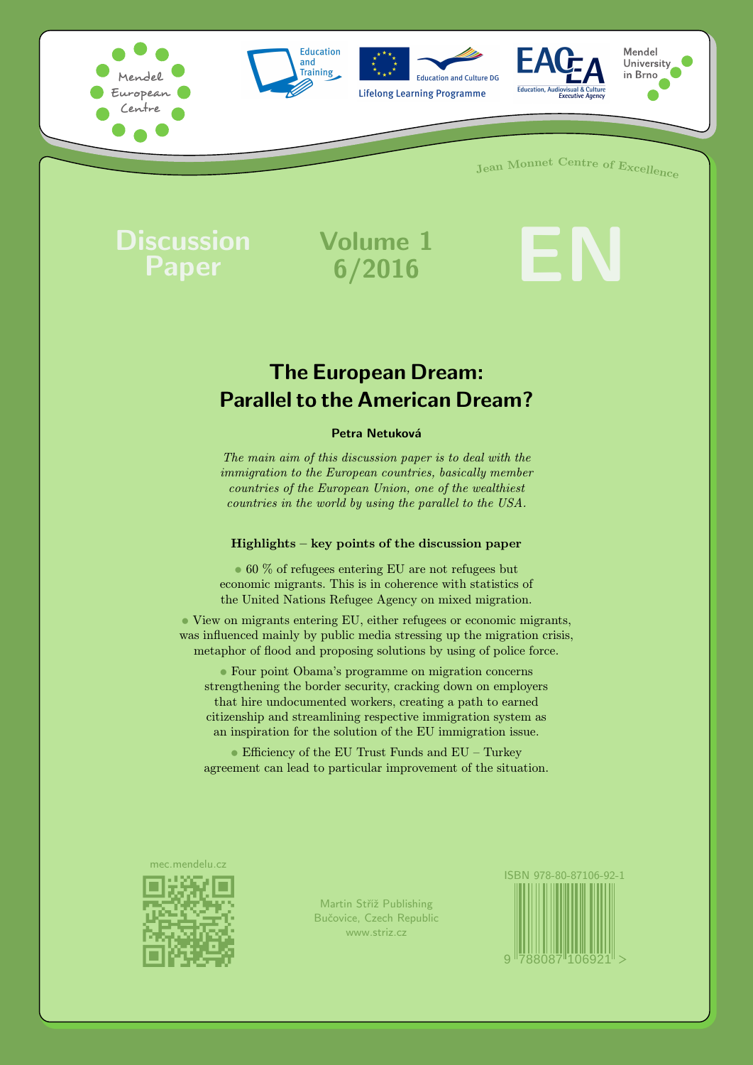Jean Monnet Centre of Excellence

Discussion Paper

Volume 1
6/2016

EN

# The European Dream: Parallel to the American Dream?

**Petra Netuková**

*The main aim of this discussion paper is to deal with the immigration to the European countries, basically member countries of the European Union, one of the wealthiest countries in the world by using the parallel to the USA.*

**Highlights – key points of the discussion paper**

- 60 % of refugees entering EU are not refugees but economic migrants. This is in coherence with statistics of the United Nations Refugee Agency on mixed migration.
- View on migrants entering EU, either refugees or economic migrants, was influenced mainly by public media stressing up the migration crisis, metaphor of flood and proposing solutions by using of police force.
- Four point Obama's programme on migration concerns strengthening the border security, cracking down on employers that hire undocumented workers, creating a path to earned citizenship and streamlining respective immigration system as an inspiration for the solution of the EU immigration issue.
- Efficiency of the EU Trust Funds and EU – Turkey agreement can lead to particular improvement of the situation.

mec.mendelu.cz

Martin Stříž Publishing
Bučovice, Czech Republic
www.striz.cz

ISBN 978-80-87106-92-1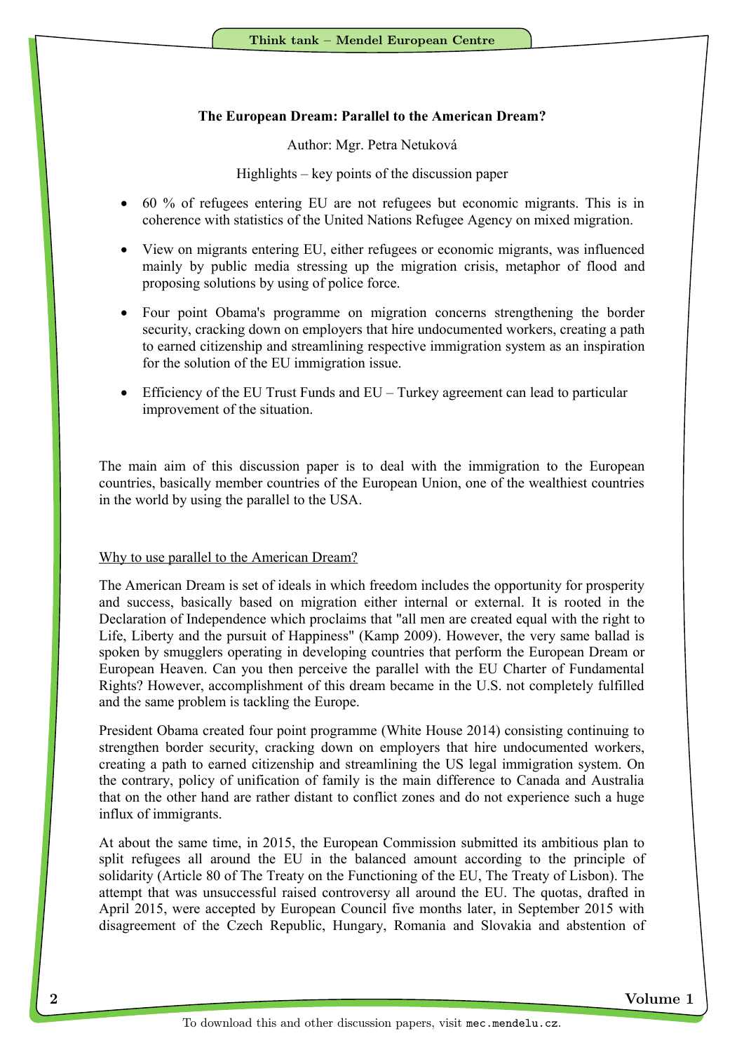**The European Dream: Parallel to the American Dream?**

Author: Mgr. Petra Netuková

Highlights – key points of the discussion paper

- 60 % of refugees entering EU are not refugees but economic migrants. This is in coherence with statistics of the United Nations Refugee Agency on mixed migration.
- View on migrants entering EU, either refugees or economic migrants, was influenced mainly by public media stressing up the migration crisis, metaphor of flood and proposing solutions by using of police force.
- Four point Obama's programme on migration concerns strengthening the border security, cracking down on employers that hire undocumented workers, creating a path to earned citizenship and streamlining respective immigration system as an inspiration for the solution of the EU immigration issue.
- Efficiency of the EU Trust Funds and EU – Turkey agreement can lead to particular improvement of the situation.

The main aim of this discussion paper is to deal with the immigration to the European countries, basically member countries of the European Union, one of the wealthiest countries in the world by using the parallel to the USA.

<u>Why to use parallel to the American Dream?</u>

The American Dream is set of ideals in which freedom includes the opportunity for prosperity and success, basically based on migration either internal or external. It is rooted in the Declaration of Independence which proclaims that "all men are created equal with the right to Life, Liberty and the pursuit of Happiness" (Kamp 2009). However, the very same ballad is spoken by smugglers operating in developing countries that perform the European Dream or European Heaven. Can you then perceive the parallel with the EU Charter of Fundamental Rights? However, accomplishment of this dream became in the U.S. not completely fulfilled and the same problem is tackling the Europe.

President Obama created four point programme (White House 2014) consisting continuing to strengthen border security, cracking down on employers that hire undocumented workers, creating a path to earned citizenship and streamlining the US legal immigration system. On the contrary, policy of unification of family is the main difference to Canada and Australia that on the other hand are rather distant to conflict zones and do not experience such a huge influx of immigrants.

At about the same time, in 2015, the European Commission submitted its ambitious plan to split refugees all around the EU in the balanced amount according to the principle of solidarity (Article 80 of The Treaty on the Functioning of the EU, The Treaty of Lisbon). The attempt that was unsuccessful raised controversy all around the EU. The quotas, drafted in April 2015, were accepted by European Council five months later, in September 2015 with disagreement of the Czech Republic, Hungary, Romania and Slovakia and abstention of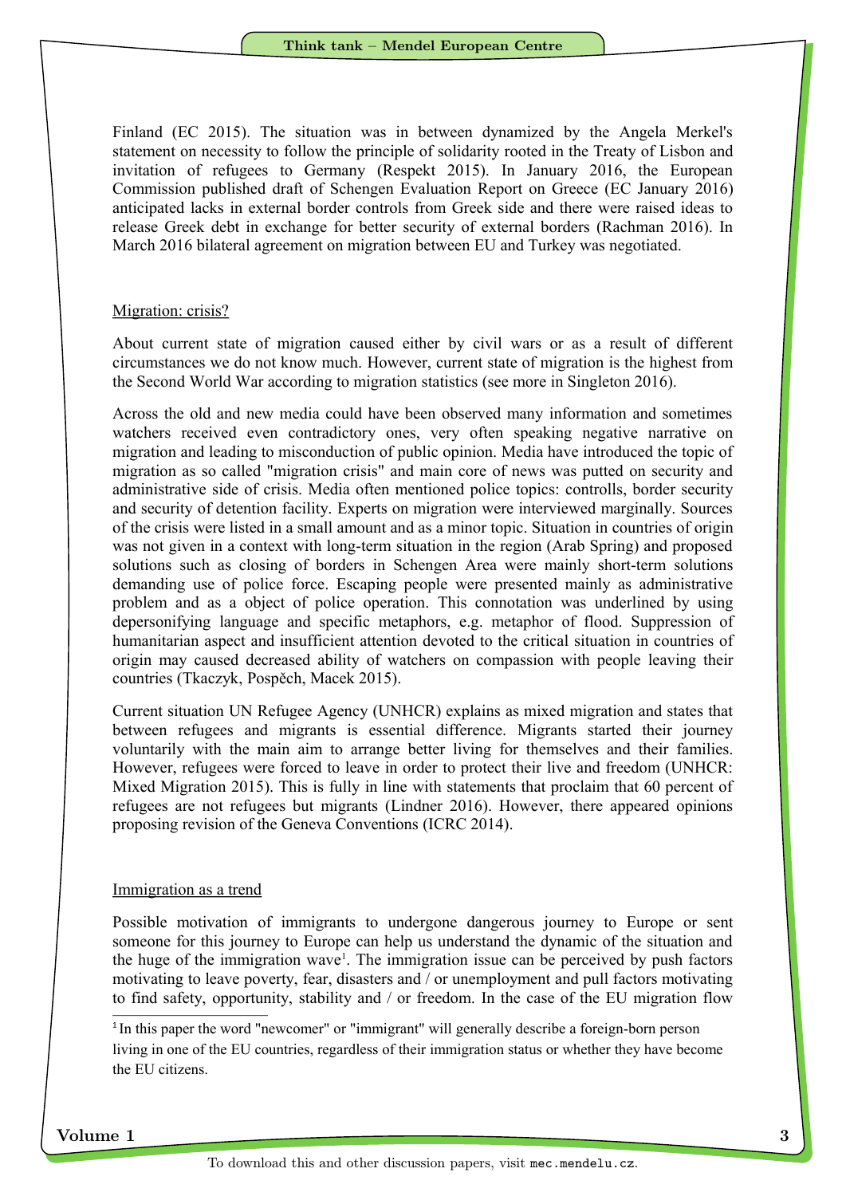Finland (EC 2015). The situation was in between dynamized by the Angela Merkel's statement on necessity to follow the principle of solidarity rooted in the Treaty of Lisbon and invitation of refugees to Germany (Respekt 2015). In January 2016, the European Commission published draft of Schengen Evaluation Report on Greece (EC January 2016) anticipated lacks in external border controls from Greek side and there were raised ideas to release Greek debt in exchange for better security of external borders (Rachman 2016). In March 2016 bilateral agreement on migration between EU and Turkey was negotiated.

## Migration: crisis?

About current state of migration caused either by civil wars or as a result of different circumstances we do not know much. However, current state of migration is the highest from the Second World War according to migration statistics (see more in Singleton 2016).

Across the old and new media could have been observed many information and sometimes watchers received even contradictory ones, very often speaking negative narrative on migration and leading to misconduction of public opinion. Media have introduced the topic of migration as so called "migration crisis" and main core of news was putted on security and administrative side of crisis. Media often mentioned police topics: controlls, border security and security of detention facility. Experts on migration were interviewed marginally. Sources of the crisis were listed in a small amount and as a minor topic. Situation in countries of origin was not given in a context with long-term situation in the region (Arab Spring) and proposed solutions such as closing of borders in Schengen Area were mainly short-term solutions demanding use of police force. Escaping people were presented mainly as administrative problem and as a object of police operation. This connotation was underlined by using depersonifying language and specific metaphors, e.g. metaphor of flood. Suppression of humanitarian aspect and insufficient attention devoted to the critical situation in countries of origin may caused decreased ability of watchers on compassion with people leaving their countries (Tkaczyk, Pospěch, Macek 2015).

Current situation UN Refugee Agency (UNHCR) explains as mixed migration and states that between refugees and migrants is essential difference. Migrants started their journey voluntarily with the main aim to arrange better living for themselves and their families. However, refugees were forced to leave in order to protect their live and freedom (UNHCR: Mixed Migration 2015). This is fully in line with statements that proclaim that 60 percent of refugees are not refugees but migrants (Lindner 2016). However, there appeared opinions proposing revision of the Geneva Conventions (ICRC 2014).

## Immigration as a trend

Possible motivation of immigrants to undergone dangerous journey to Europe or sent someone for this journey to Europe can help us understand the dynamic of the situation and the huge of the immigration wave[1]. The immigration issue can be perceived by push factors motivating to leave poverty, fear, disasters and / or unemployment and pull factors motivating to find safety, opportunity, stability and / or freedom. In the case of the EU migration flow

[1] In this paper the word "newcomer" or "immigrant" will generally describe a foreign-born person living in one of the EU countries, regardless of their immigration status or whether they have become the EU citizens.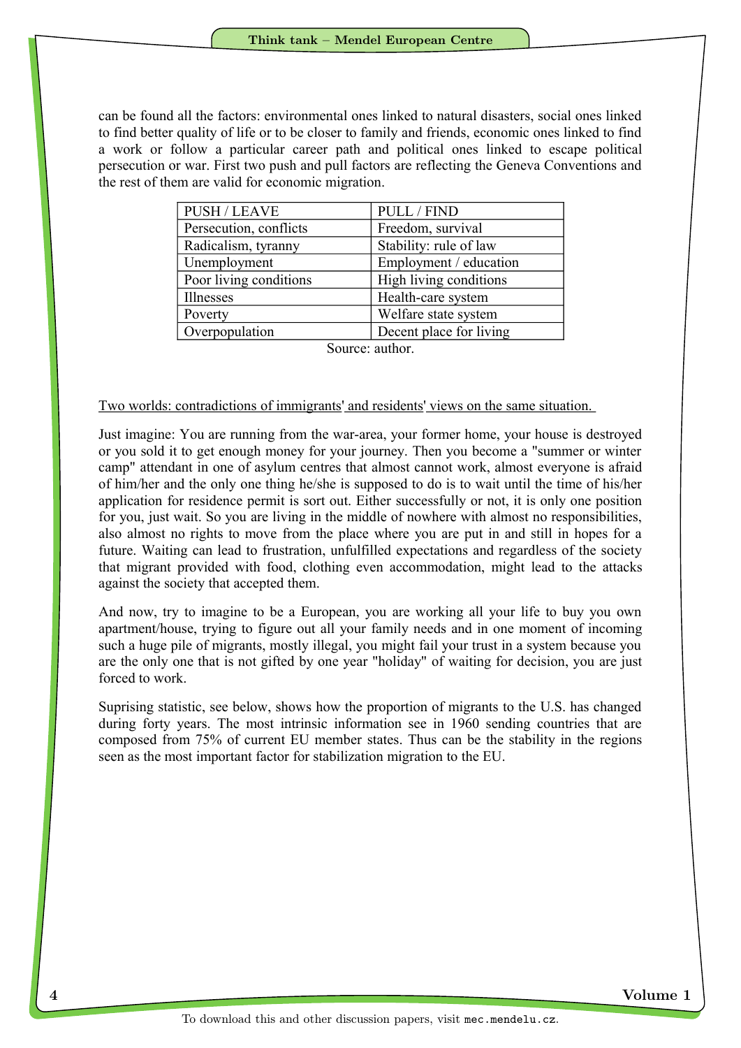can be found all the factors: environmental ones linked to natural disasters, social ones linked to find better quality of life or to be closer to family and friends, economic ones linked to find a work or follow a particular career path and political ones linked to escape political persecution or war. First two push and pull factors are reflecting the Geneva Conventions and the rest of them are valid for economic migration.

| PUSH / LEAVE | PULL / FIND |
|---|---|
| Persecution, conflicts | Freedom, survival |
| Radicalism, tyranny | Stability: rule of law |
| Unemployment | Employment / education |
| Poor living conditions | High living conditions |
| Illnesses | Health-care system |
| Poverty | Welfare state system |
| Overpopulation | Decent place for living |

Source: author.

<u>Two worlds: contradictions of immigrants' and residents' views on the same situation.</u>

Just imagine: You are running from the war-area, your former home, your house is destroyed or you sold it to get enough money for your journey. Then you become a "summer or winter camp" attendant in one of asylum centres that almost cannot work, almost everyone is afraid of him/her and the only one thing he/she is supposed to do is to wait until the time of his/her application for residence permit is sort out. Either successfully or not, it is only one position for you, just wait. So you are living in the middle of nowhere with almost no responsibilities, also almost no rights to move from the place where you are put in and still in hopes for a future. Waiting can lead to frustration, unfulfilled expectations and regardless of the society that migrant provided with food, clothing even accommodation, might lead to the attacks against the society that accepted them.

And now, try to imagine to be a European, you are working all your life to buy you own apartment/house, trying to figure out all your family needs and in one moment of incoming such a huge pile of migrants, mostly illegal, you might fail your trust in a system because you are the only one that is not gifted by one year "holiday" of waiting for decision, you are just forced to work.

Suprising statistic, see below, shows how the proportion of migrants to the U.S. has changed during forty years. The most intrinsic information see in 1960 sending countries that are composed from 75% of current EU member states. Thus can be the stability in the regions seen as the most important factor for stabilization migration to the EU.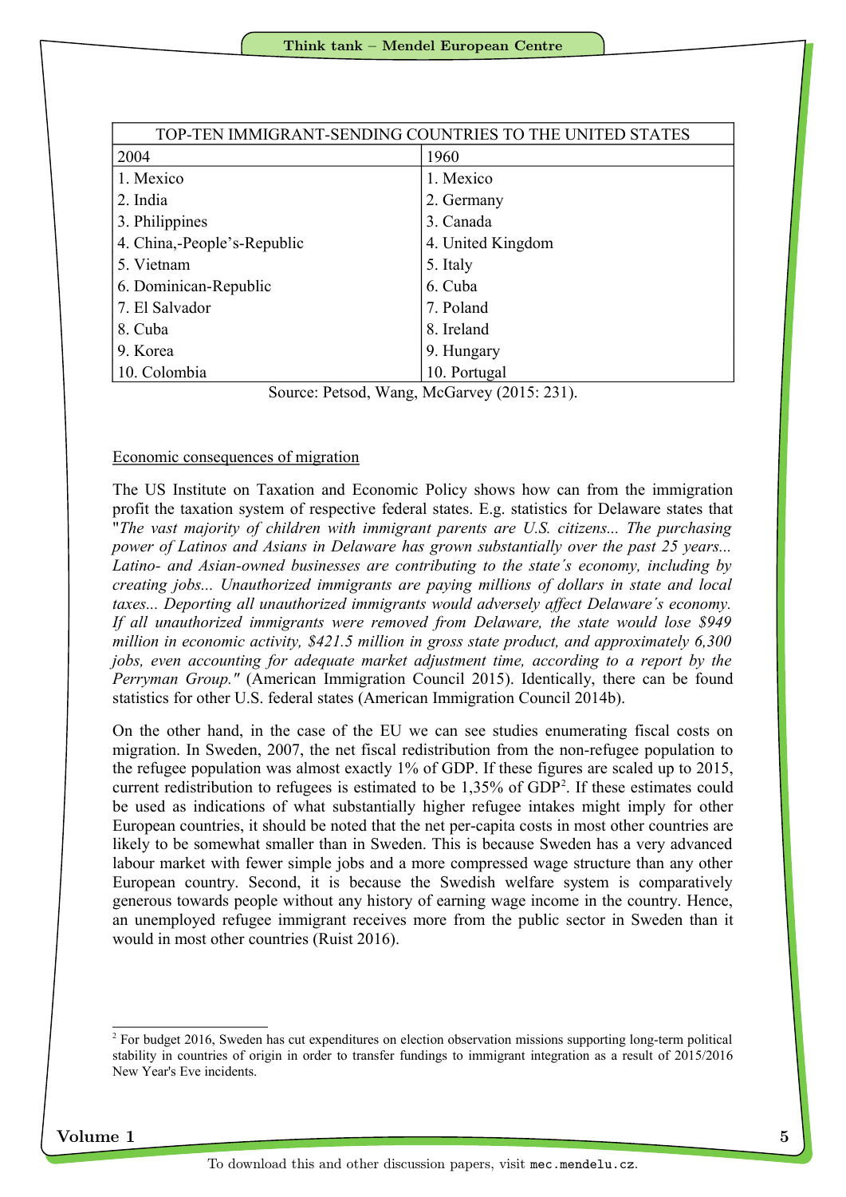| TOP-TEN IMMIGRANT-SENDING COUNTRIES TO THE UNITED STATES | |
|---|---|
| 2004 | 1960 |
| 1. Mexico | 1. Mexico |
| 2. India | 2. Germany |
| 3. Philippines | 3. Canada |
| 4. China,-People's-Republic | 4. United Kingdom |
| 5. Vietnam | 5. Italy |
| 6. Dominican-Republic | 6. Cuba |
| 7. El Salvador | 7. Poland |
| 8. Cuba | 8. Ireland |
| 9. Korea | 9. Hungary |
| 10. Colombia | 10. Portugal |

Source: Petsod, Wang, McGarvey (2015: 231).

Economic consequences of migration

The US Institute on Taxation and Economic Policy shows how can from the immigration profit the taxation system of respective federal states. E.g. statistics for Delaware states that "*The vast majority of children with immigrant parents are U.S. citizens... The purchasing power of Latinos and Asians in Delaware has grown substantially over the past 25 years... Latino- and Asian-owned businesses are contributing to the state´s economy, including by creating jobs... Unauthorized immigrants are paying millions of dollars in state and local taxes... Deporting all unauthorized immigrants would adversely affect Delaware´s economy. If all unauthorized immigrants were removed from Delaware, the state would lose $949 million in economic activity, $421.5 million in gross state product, and approximately 6,300 jobs, even accounting for adequate market adjustment time, according to a report by the Perryman Group."* (American Immigration Council 2015). Identically, there can be found statistics for other U.S. federal states (American Immigration Council 2014b).

On the other hand, in the case of the EU we can see studies enumerating fiscal costs on migration. In Sweden, 2007, the net fiscal redistribution from the non-refugee population to the refugee population was almost exactly 1% of GDP. If these figures are scaled up to 2015, current redistribution to refugees is estimated to be 1,35% of GDP[2]. If these estimates could be used as indications of what substantially higher refugee intakes might imply for other European countries, it should be noted that the net per-capita costs in most other countries are likely to be somewhat smaller than in Sweden. This is because Sweden has a very advanced labour market with fewer simple jobs and a more compressed wage structure than any other European country. Second, it is because the Swedish welfare system is comparatively generous towards people without any history of earning wage income in the country. Hence, an unemployed refugee immigrant receives more from the public sector in Sweden than it would in most other countries (Ruist 2016).

[2] For budget 2016, Sweden has cut expenditures on election observation missions supporting long-term political stability in countries of origin in order to transfer fundings to immigrant integration as a result of 2015/2016 New Year's Eve incidents.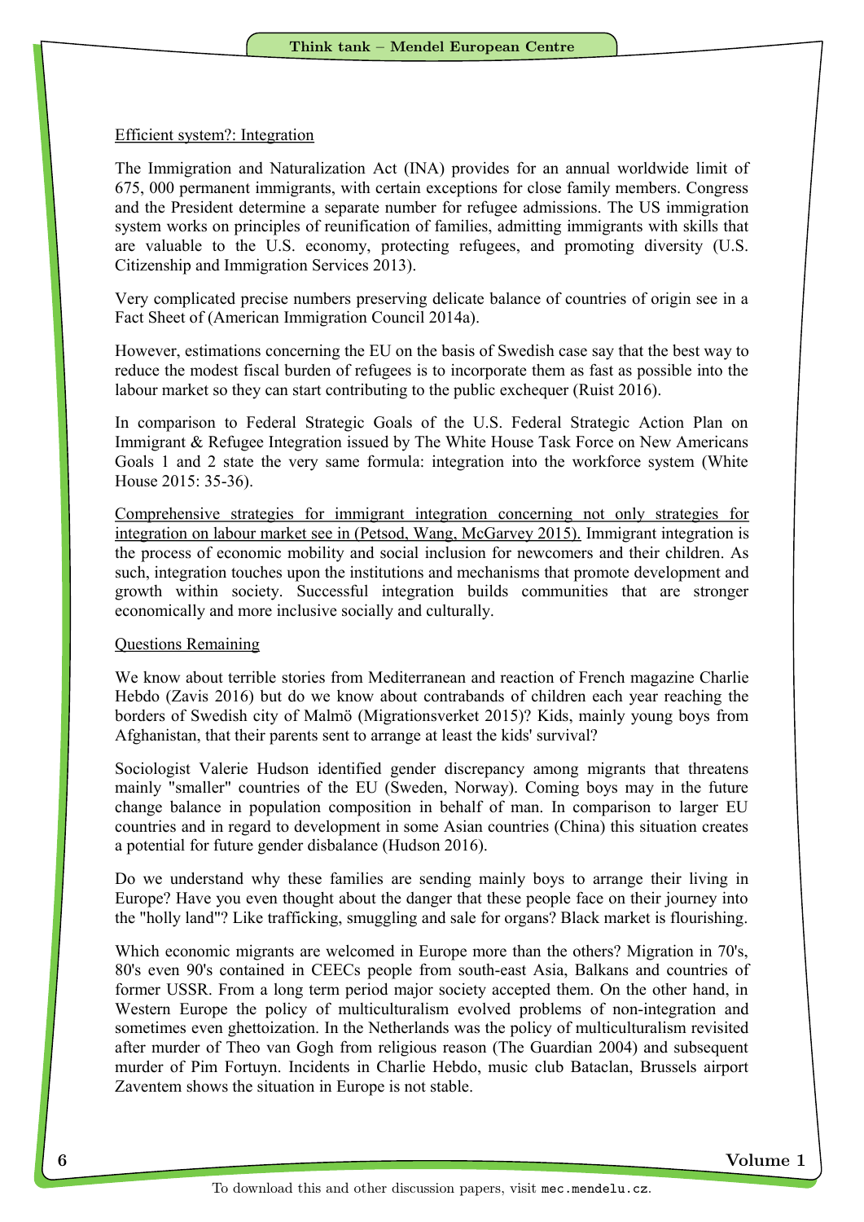Efficient system?: Integration

The Immigration and Naturalization Act (INA) provides for an annual worldwide limit of 675, 000 permanent immigrants, with certain exceptions for close family members. Congress and the President determine a separate number for refugee admissions. The US immigration system works on principles of reunification of families, admitting immigrants with skills that are valuable to the U.S. economy, protecting refugees, and promoting diversity (U.S. Citizenship and Immigration Services 2013).

Very complicated precise numbers preserving delicate balance of countries of origin see in a Fact Sheet of (American Immigration Council 2014a).

However, estimations concerning the EU on the basis of Swedish case say that the best way to reduce the modest fiscal burden of refugees is to incorporate them as fast as possible into the labour market so they can start contributing to the public exchequer (Ruist 2016).

In comparison to Federal Strategic Goals of the U.S. Federal Strategic Action Plan on Immigrant & Refugee Integration issued by The White House Task Force on New Americans Goals 1 and 2 state the very same formula: integration into the workforce system (White House 2015: 35-36).

Comprehensive strategies for immigrant integration concerning not only strategies for integration on labour market see in (Petsod, Wang, McGarvey 2015). Immigrant integration is the process of economic mobility and social inclusion for newcomers and their children. As such, integration touches upon the institutions and mechanisms that promote development and growth within society. Successful integration builds communities that are stronger economically and more inclusive socially and culturally.

Questions Remaining

We know about terrible stories from Mediterranean and reaction of French magazine Charlie Hebdo (Zavis 2016) but do we know about contrabands of children each year reaching the borders of Swedish city of Malmö (Migrationsverket 2015)? Kids, mainly young boys from Afghanistan, that their parents sent to arrange at least the kids' survival?

Sociologist Valerie Hudson identified gender discrepancy among migrants that threatens mainly "smaller" countries of the EU (Sweden, Norway). Coming boys may in the future change balance in population composition in behalf of man. In comparison to larger EU countries and in regard to development in some Asian countries (China) this situation creates a potential for future gender disbalance (Hudson 2016).

Do we understand why these families are sending mainly boys to arrange their living in Europe? Have you even thought about the danger that these people face on their journey into the "holly land"? Like trafficking, smuggling and sale for organs? Black market is flourishing.

Which economic migrants are welcomed in Europe more than the others? Migration in 70's, 80's even 90's contained in CEECs people from south-east Asia, Balkans and countries of former USSR. From a long term period major society accepted them. On the other hand, in Western Europe the policy of multiculturalism evolved problems of non-integration and sometimes even ghettoization. In the Netherlands was the policy of multiculturalism revisited after murder of Theo van Gogh from religious reason (The Guardian 2004) and subsequent murder of Pim Fortuyn. Incidents in Charlie Hebdo, music club Bataclan, Brussels airport Zaventem shows the situation in Europe is not stable.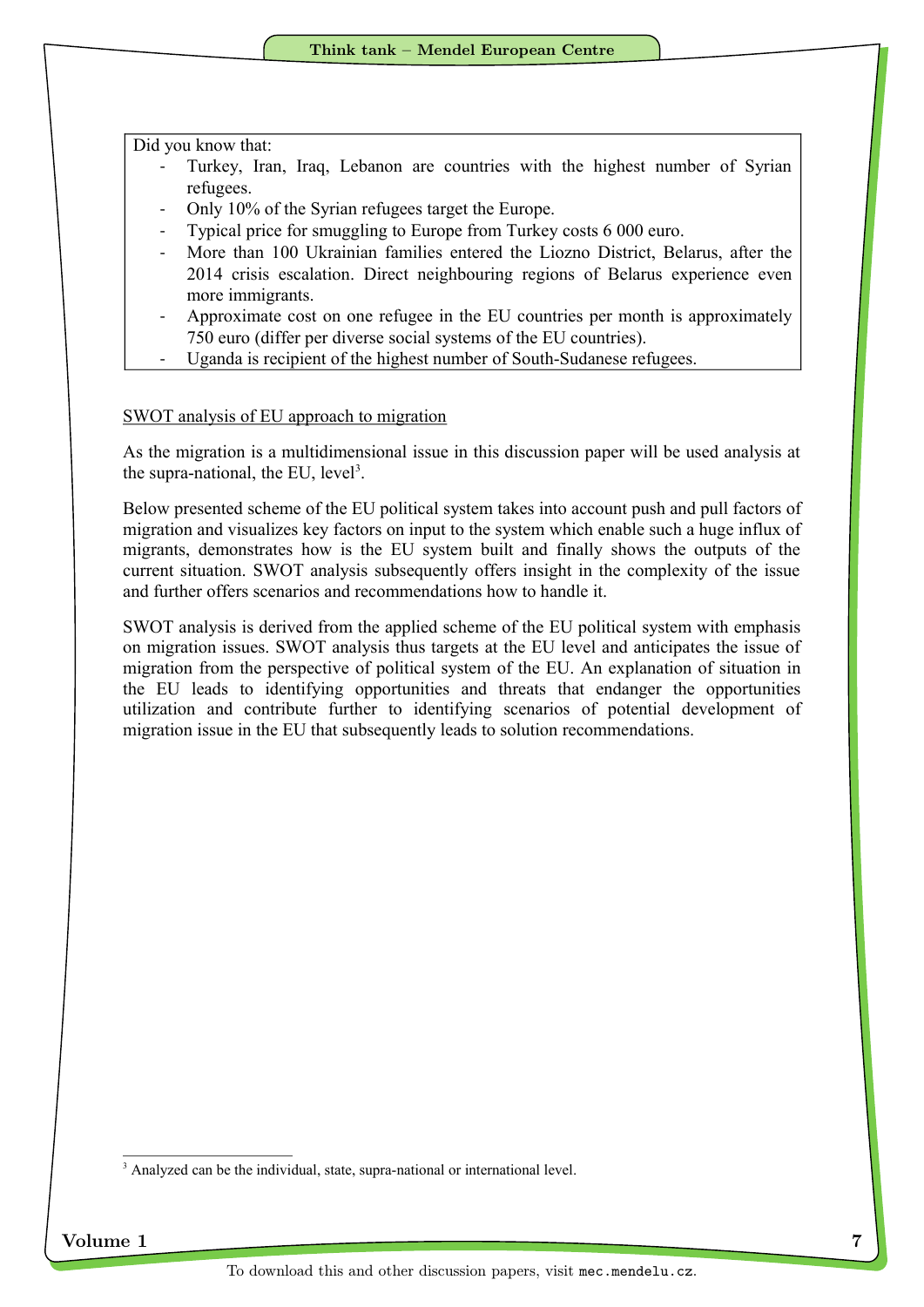Did you know that:

- Turkey, Iran, Iraq, Lebanon are countries with the highest number of Syrian refugees.
- Only 10% of the Syrian refugees target the Europe.
- Typical price for smuggling to Europe from Turkey costs 6 000 euro.
- More than 100 Ukrainian families entered the Liozno District, Belarus, after the 2014 crisis escalation. Direct neighbouring regions of Belarus experience even more immigrants.
- Approximate cost on one refugee in the EU countries per month is approximately 750 euro (differ per diverse social systems of the EU countries).
- Uganda is recipient of the highest number of South-Sudanese refugees.

## SWOT analysis of EU approach to migration

As the migration is a multidimensional issue in this discussion paper will be used analysis at the supra-national, the EU, level[3].

Below presented scheme of the EU political system takes into account push and pull factors of migration and visualizes key factors on input to the system which enable such a huge influx of migrants, demonstrates how is the EU system built and finally shows the outputs of the current situation. SWOT analysis subsequently offers insight in the complexity of the issue and further offers scenarios and recommendations how to handle it.

SWOT analysis is derived from the applied scheme of the EU political system with emphasis on migration issues. SWOT analysis thus targets at the EU level and anticipates the issue of migration from the perspective of political system of the EU. An explanation of situation in the EU leads to identifying opportunities and threats that endanger the opportunities utilization and contribute further to identifying scenarios of potential development of migration issue in the EU that subsequently leads to solution recommendations.

---

[3] Analyzed can be the individual, state, supra-national or international level.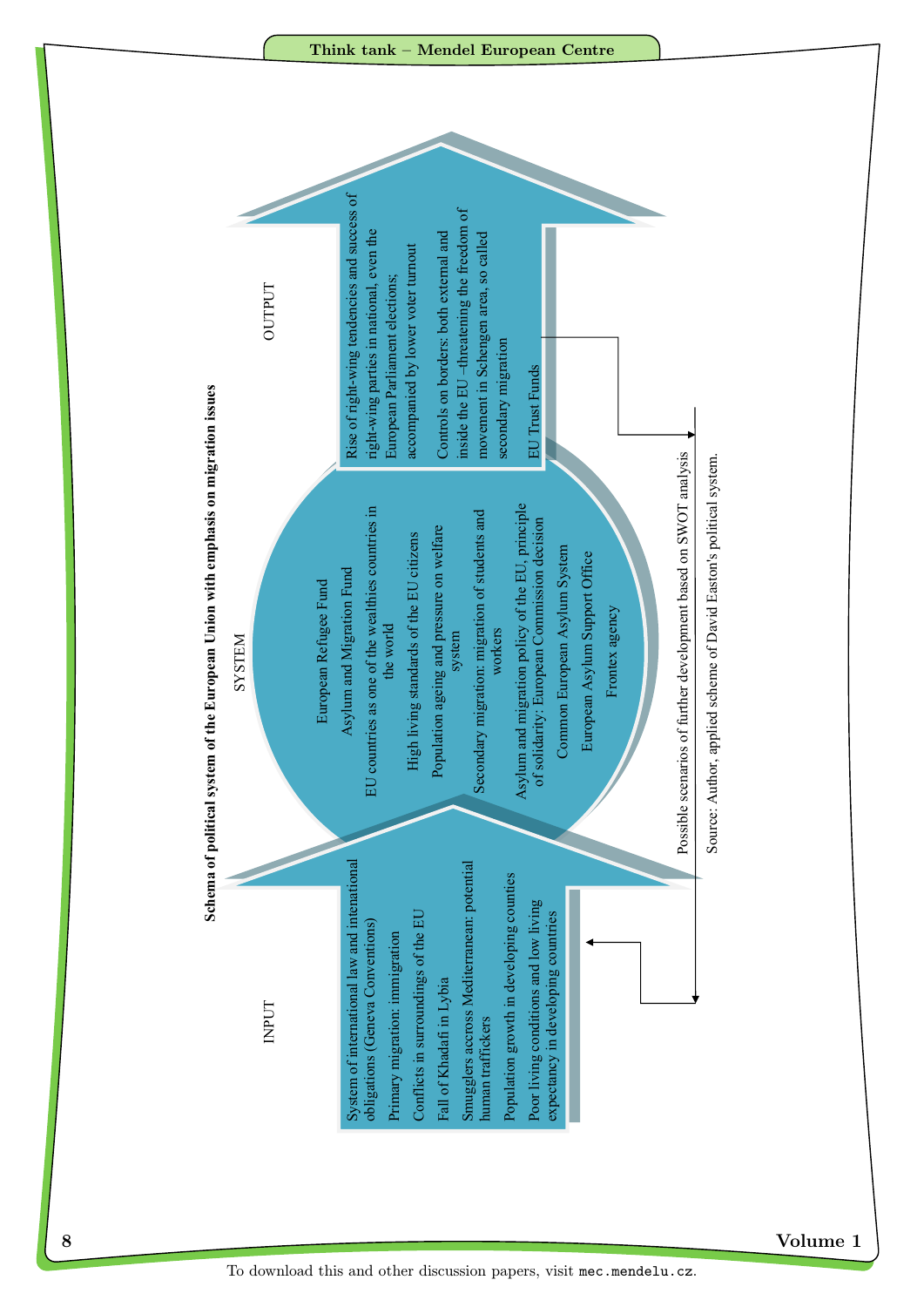**Schema of political system of the European Union with emphasis on migration issues**

INPUT

- System of international law and intenational obligations (Geneva Conventions)
- Primary migration: immigration
- Conflicts in surroundings of the EU
- Fall of Khadafi in Lybia
- Smugglers accross Mediterranean: potential human traffickers
- Population growth in developing counties
- Poor living conditions and low living expectancy in developing countries

SYSTEM

- European Refugee Fund
- Asylum and Migration Fund
- EU countries as one of the wealthies countries in the world
- High living standards of the EU citizens
- Population ageing and pressure on welfare system
- Secondary migration: migration of students and workers
- Asylum and migration policy of the EU, principle of solidarity: European Commission decision
- Common European Asylum System
- European Asylum Support Office
- Frontex agency

OUTPUT

- Rise of right-wing tendencies and success of right-wing parties in national, even the European Parliament elections; accompanied by lower voter turnout
- Controls on borders: both external and inside the EU –threatening the freedom of movement in Schengen area, so called secondary migration
- EU Trust Funds

Possible scenarios of further development based on SWOT analysis

Source: Author, applied scheme of David Easton's political system.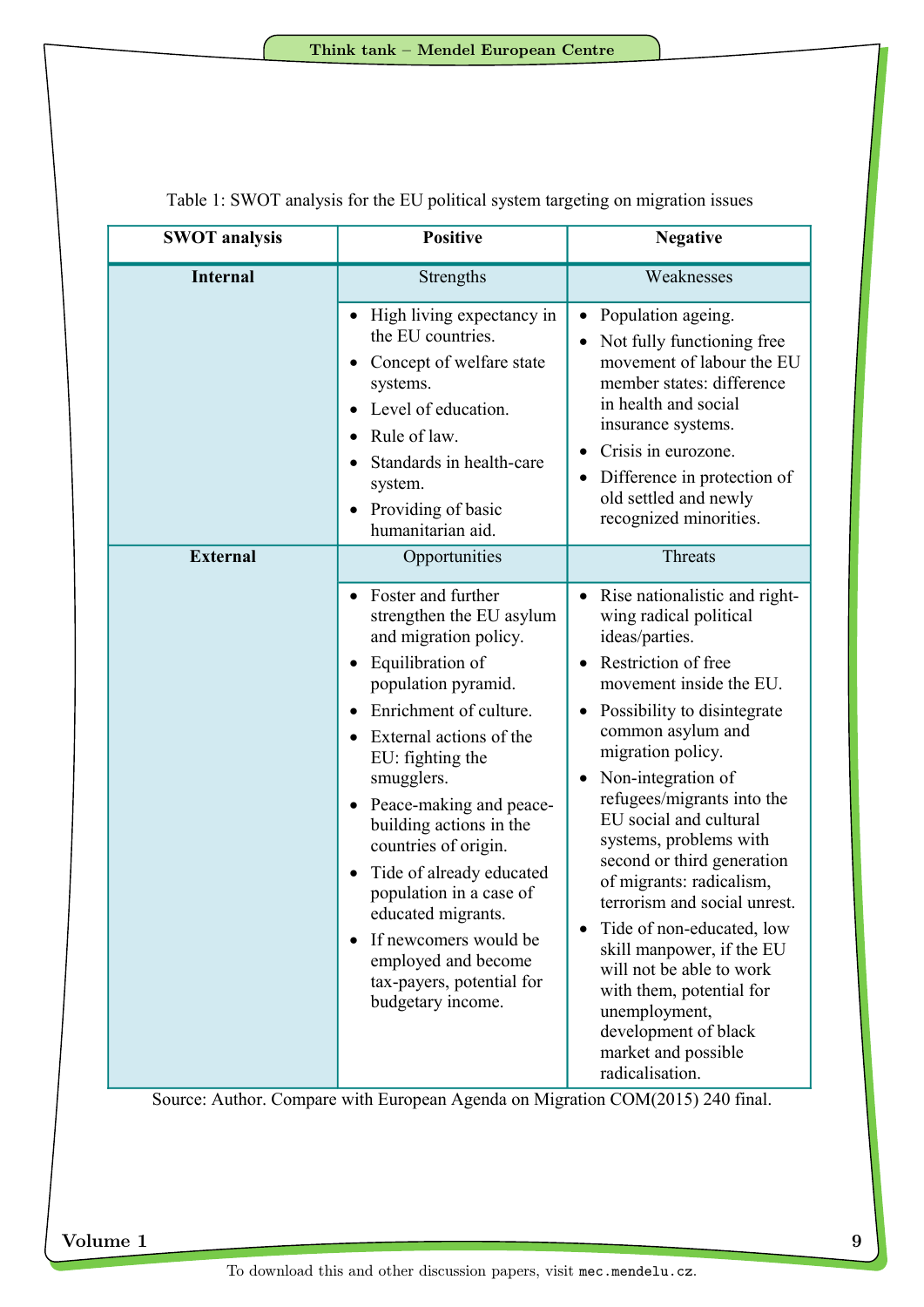Table 1: SWOT analysis for the EU political system targeting on migration issues

| SWOT analysis | Positive | Negative |
|---|---|---|
| **Internal** | Strengths | Weaknesses |
| | • High living expectancy in the EU countries.<br>• Concept of welfare state systems.<br>• Level of education.<br>• Rule of law.<br>• Standards in health-care system.<br>• Providing of basic humanitarian aid. | • Population ageing.<br>• Not fully functioning free movement of labour the EU member states: difference in health and social insurance systems.<br>• Crisis in eurozone.<br>• Difference in protection of old settled and newly recognized minorities. |
| **External** | Opportunities | Threats |
| | • Foster and further strengthen the EU asylum and migration policy.<br>• Equilibration of population pyramid.<br>• Enrichment of culture.<br>• External actions of the EU: fighting the smugglers.<br>• Peace-making and peace-building actions in the countries of origin.<br>• Tide of already educated population in a case of educated migrants.<br>• If newcomers would be employed and become tax-payers, potential for budgetary income. | • Rise nationalistic and right-wing radical political ideas/parties.<br>• Restriction of free movement inside the EU.<br>• Possibility to disintegrate common asylum and migration policy.<br>• Non-integration of refugees/migrants into the EU social and cultural systems, problems with second or third generation of migrants: radicalism, terrorism and social unrest.<br>• Tide of non-educated, low skill manpower, if the EU will not be able to work with them, potential for unemployment, development of black market and possible radicalisation. |

Source: Author. Compare with European Agenda on Migration COM(2015) 240 final.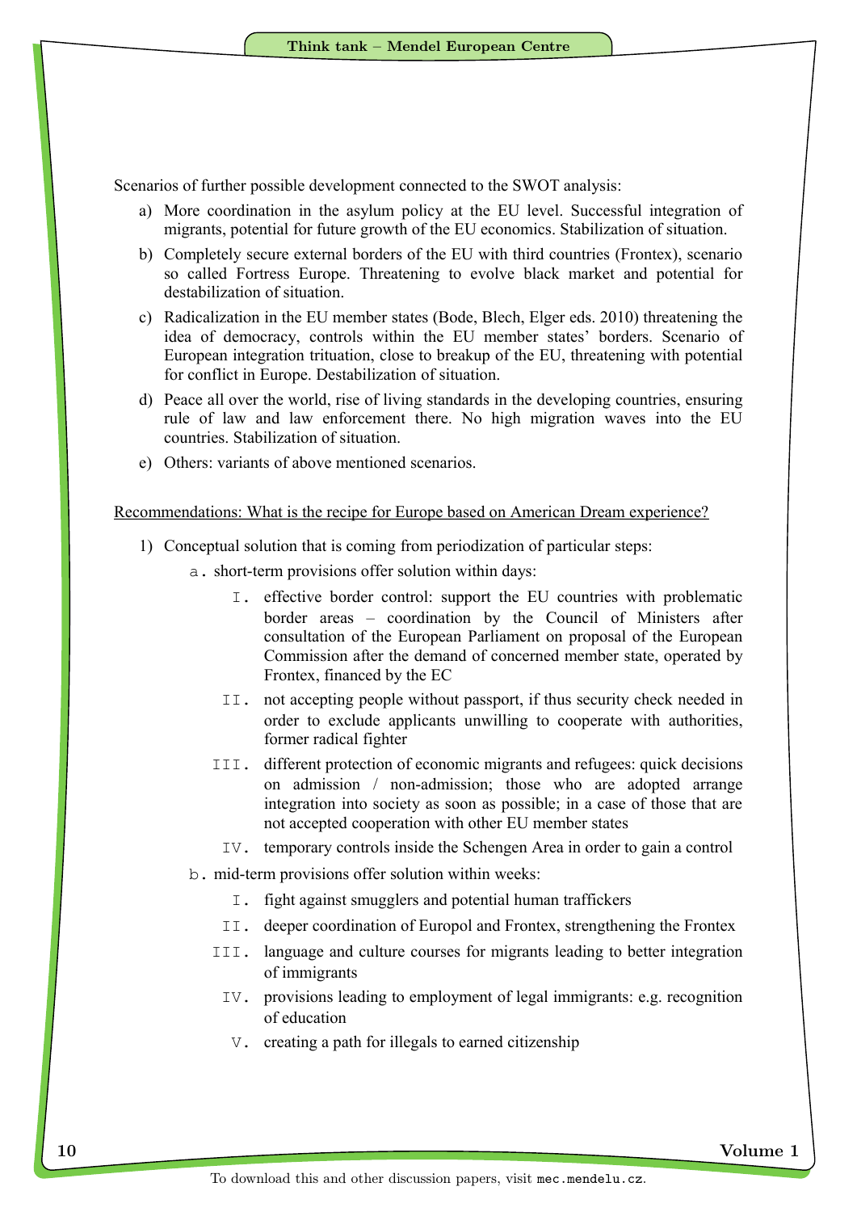Scenarios of further possible development connected to the SWOT analysis:

a) More coordination in the asylum policy at the EU level. Successful integration of migrants, potential for future growth of the EU economics. Stabilization of situation.
b) Completely secure external borders of the EU with third countries (Frontex), scenario so called Fortress Europe. Threatening to evolve black market and potential for destabilization of situation.
c) Radicalization in the EU member states (Bode, Blech, Elger eds. 2010) threatening the idea of democracy, controls within the EU member states' borders. Scenario of European integration trituation, close to breakup of the EU, threatening with potential for conflict in Europe. Destabilization of situation.
d) Peace all over the world, rise of living standards in the developing countries, ensuring rule of law and law enforcement there. No high migration waves into the EU countries. Stabilization of situation.
e) Others: variants of above mentioned scenarios.

<u>Recommendations: What is the recipe for Europe based on American Dream experience?</u>

1) Conceptual solution that is coming from periodization of particular steps:
   a. short-term provisions offer solution within days:
      I. effective border control: support the EU countries with problematic border areas – coordination by the Council of Ministers after consultation of the European Parliament on proposal of the European Commission after the demand of concerned member state, operated by Frontex, financed by the EC
      II. not accepting people without passport, if thus security check needed in order to exclude applicants unwilling to cooperate with authorities, former radical fighter
      III. different protection of economic migrants and refugees: quick decisions on admission / non-admission; those who are adopted arrange integration into society as soon as possible; in a case of those that are not accepted cooperation with other EU member states
      IV. temporary controls inside the Schengen Area in order to gain a control
   b. mid-term provisions offer solution within weeks:
      I. fight against smugglers and potential human traffickers
      II. deeper coordination of Europol and Frontex, strengthening the Frontex
      III. language and culture courses for migrants leading to better integration of immigrants
      IV. provisions leading to employment of legal immigrants: e.g. recognition of education
      V. creating a path for illegals to earned citizenship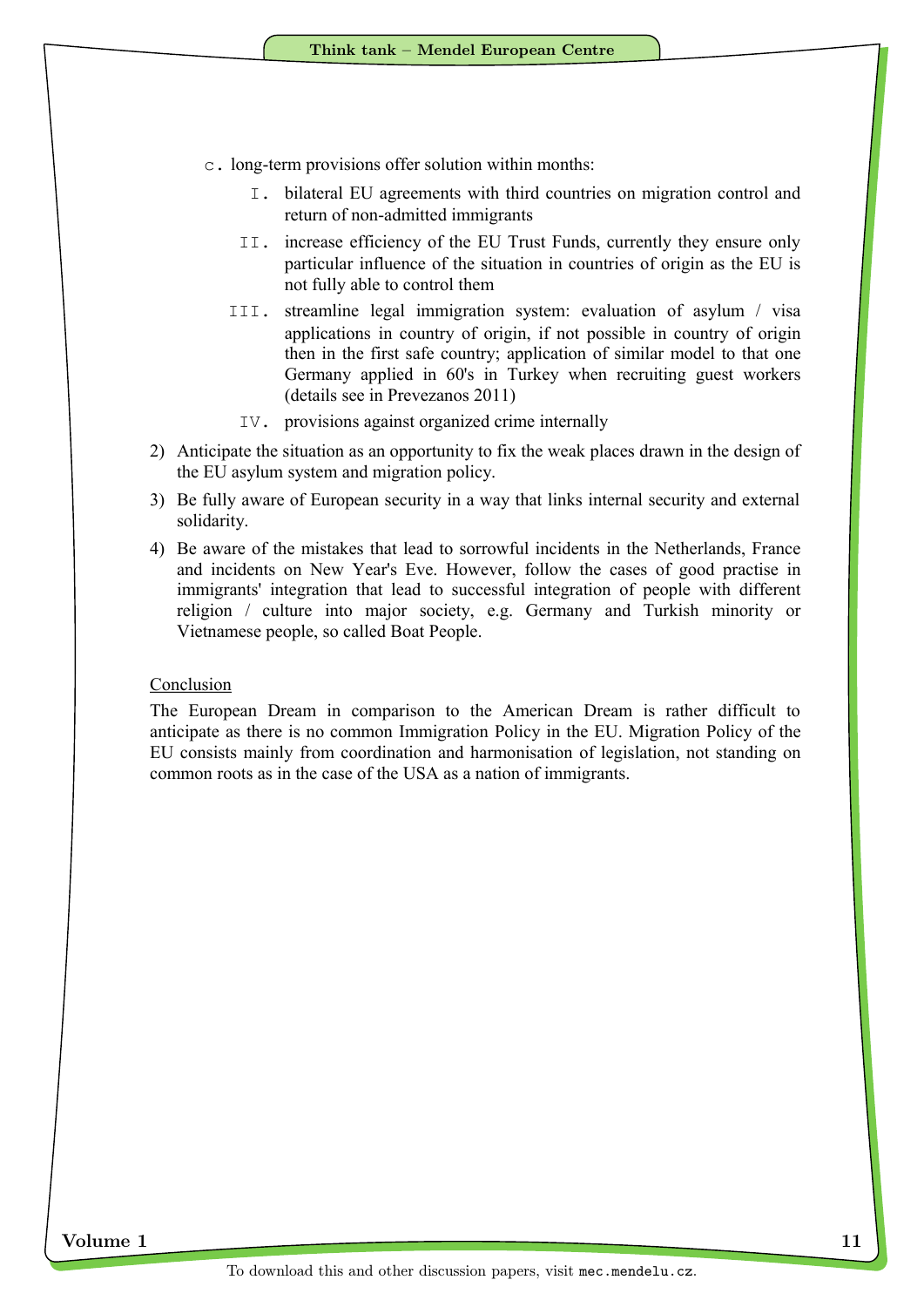c. long-term provisions offer solution within months:

   I. bilateral EU agreements with third countries on migration control and return of non-admitted immigrants

   II. increase efficiency of the EU Trust Funds, currently they ensure only particular influence of the situation in countries of origin as the EU is not fully able to control them

   III. streamline legal immigration system: evaluation of asylum / visa applications in country of origin, if not possible in country of origin then in the first safe country; application of similar model to that one Germany applied in 60's in Turkey when recruiting guest workers (details see in Prevezanos 2011)

   IV. provisions against organized crime internally

2) Anticipate the situation as an opportunity to fix the weak places drawn in the design of the EU asylum system and migration policy.

3) Be fully aware of European security in a way that links internal security and external solidarity.

4) Be aware of the mistakes that lead to sorrowful incidents in the Netherlands, France and incidents on New Year's Eve. However, follow the cases of good practise in immigrants' integration that lead to successful integration of people with different religion / culture into major society, e.g. Germany and Turkish minority or Vietnamese people, so called Boat People.

Conclusion

The European Dream in comparison to the American Dream is rather difficult to anticipate as there is no common Immigration Policy in the EU. Migration Policy of the EU consists mainly from coordination and harmonisation of legislation, not standing on common roots as in the case of the USA as a nation of immigrants.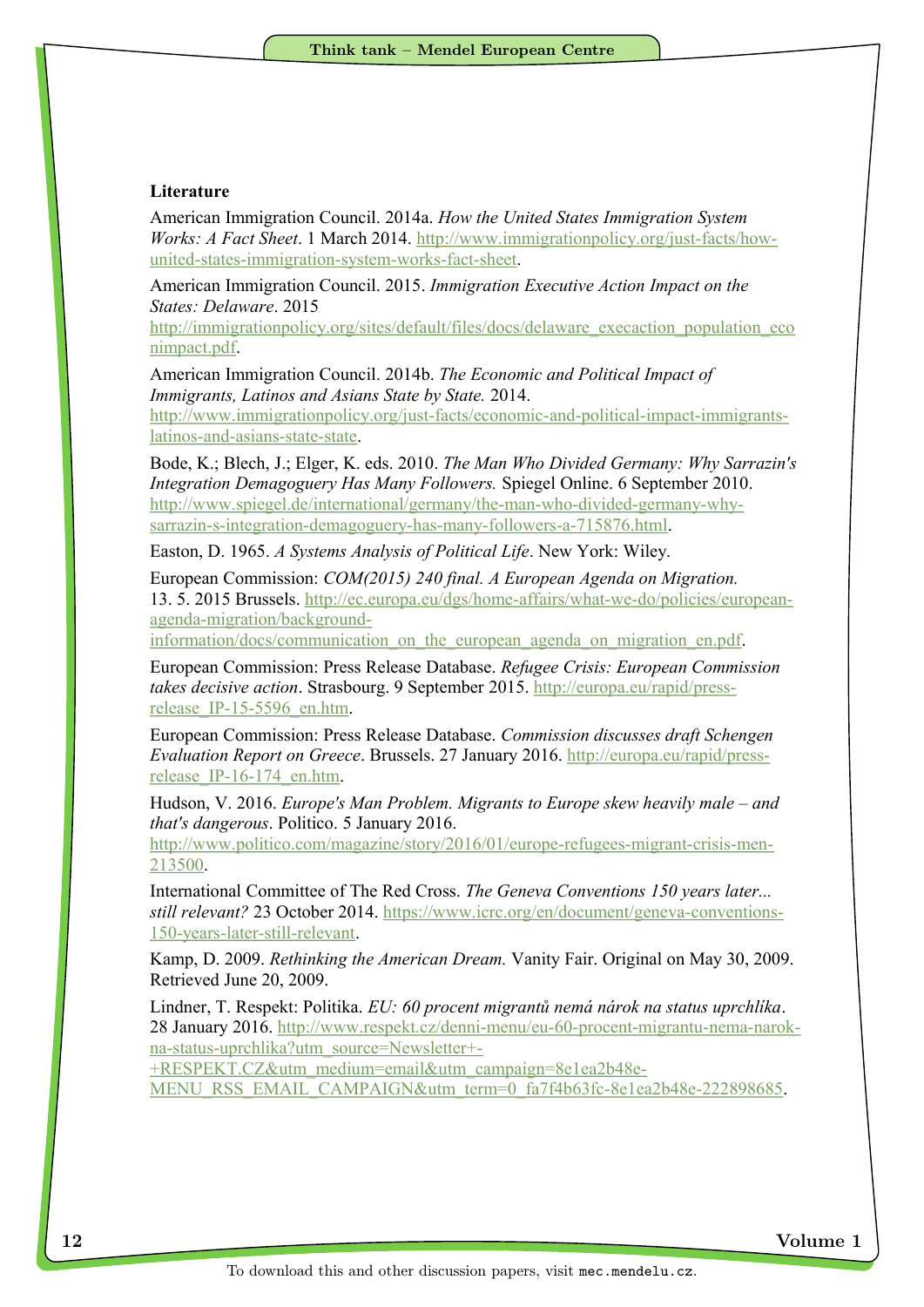**Literature**

American Immigration Council. 2014a. *How the United States Immigration System Works: A Fact Sheet*. 1 March 2014. http://www.immigrationpolicy.org/just-facts/how-united-states-immigration-system-works-fact-sheet.

American Immigration Council. 2015. *Immigration Executive Action Impact on the States: Delaware*. 2015 http://immigrationpolicy.org/sites/default/files/docs/delaware_execaction_population_econimpact.pdf.

American Immigration Council. 2014b. *The Economic and Political Impact of Immigrants, Latinos and Asians State by State.* 2014. http://www.immigrationpolicy.org/just-facts/economic-and-political-impact-immigrants-latinos-and-asians-state-state.

Bode, K.; Blech, J.; Elger, K. eds. 2010. *The Man Who Divided Germany: Why Sarrazin's Integration Demagoguery Has Many Followers.* Spiegel Online. 6 September 2010. http://www.spiegel.de/international/germany/the-man-who-divided-germany-why-sarrazin-s-integration-demagoguery-has-many-followers-a-715876.html.

Easton, D. 1965. *A Systems Analysis of Political Life*. New York: Wiley.

European Commission: *COM(2015) 240 final. A European Agenda on Migration.* 13. 5. 2015 Brussels. http://ec.europa.eu/dgs/home-affairs/what-we-do/policies/european-agenda-migration/background-information/docs/communication_on_the_european_agenda_on_migration_en.pdf.

European Commission: Press Release Database. *Refugee Crisis: European Commission takes decisive action*. Strasbourg. 9 September 2015. http://europa.eu/rapid/press-release_IP-15-5596_en.htm.

European Commission: Press Release Database. *Commission discusses draft Schengen Evaluation Report on Greece*. Brussels. 27 January 2016. http://europa.eu/rapid/press-release_IP-16-174_en.htm.

Hudson, V. 2016. *Europe's Man Problem. Migrants to Europe skew heavily male – and that's dangerous*. Politico. 5 January 2016. http://www.politico.com/magazine/story/2016/01/europe-refugees-migrant-crisis-men-213500.

International Committee of The Red Cross. *The Geneva Conventions 150 years later... still relevant?* 23 October 2014. https://www.icrc.org/en/document/geneva-conventions-150-years-later-still-relevant.

Kamp, D. 2009. *Rethinking the American Dream.* Vanity Fair. Original on May 30, 2009. Retrieved June 20, 2009.

Lindner, T. Respekt: Politika. *EU: 60 procent migrantů nemá nárok na status uprchlíka*. 28 January 2016. http://www.respekt.cz/denni-menu/eu-60-procent-migrantu-nema-narok-na-status-uprchlika?utm_source=Newsletter+-+RESPEKT.CZ&utm_medium=email&utm_campaign=8e1ea2b48e-MENU_RSS_EMAIL_CAMPAIGN&utm_term=0_fa7f4b63fc-8e1ea2b48e-222898685.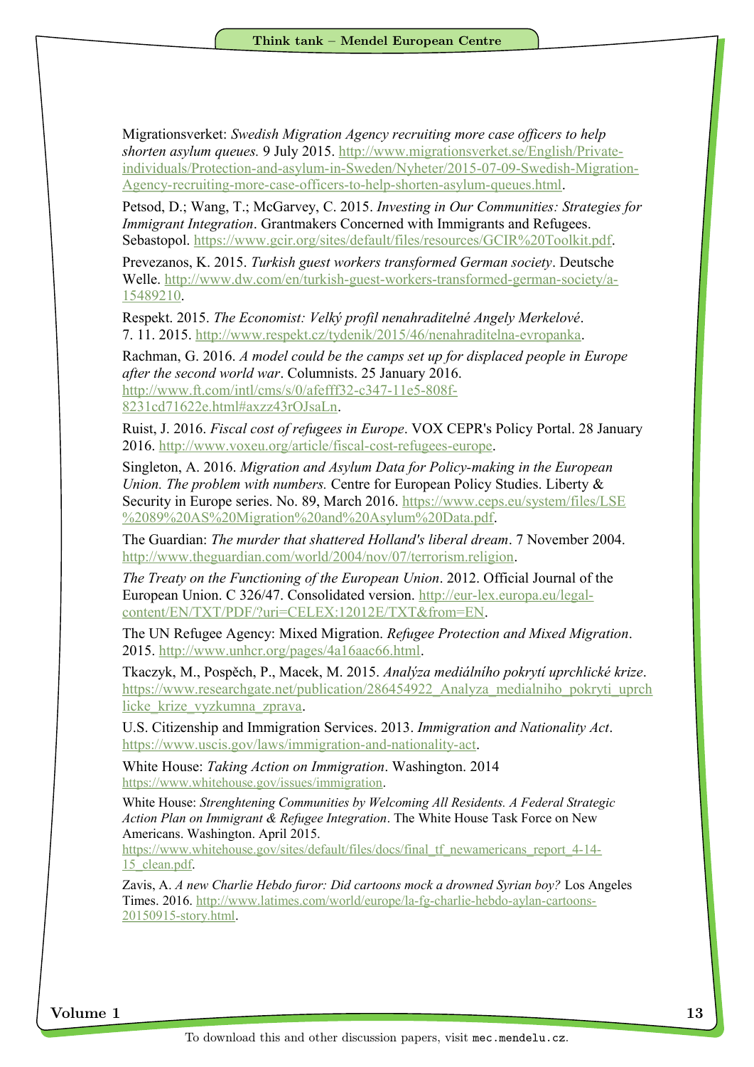Migrationsverket: *Swedish Migration Agency recruiting more case officers to help shorten asylum queues.* 9 July 2015. http://www.migrationsverket.se/English/Private-individuals/Protection-and-asylum-in-Sweden/Nyheter/2015-07-09-Swedish-Migration-Agency-recruiting-more-case-officers-to-help-shorten-asylum-queues.html.

Petsod, D.; Wang, T.; McGarvey, C. 2015. *Investing in Our Communities: Strategies for Immigrant Integration*. Grantmakers Concerned with Immigrants and Refugees. Sebastopol. https://www.gcir.org/sites/default/files/resources/GCIR%20Toolkit.pdf.

Prevezanos, K. 2015. *Turkish guest workers transformed German society*. Deutsche Welle. http://www.dw.com/en/turkish-guest-workers-transformed-german-society/a-15489210.

Respekt. 2015. *The Economist: Velký profil nenahraditelné Angely Merkelové*. 7. 11. 2015. http://www.respekt.cz/tydenik/2015/46/nenahraditelna-evropanka.

Rachman, G. 2016. *A model could be the camps set up for displaced people in Europe after the second world war*. Columnists. 25 January 2016. http://www.ft.com/intl/cms/s/0/afefff32-c347-11e5-808f-8231cd71622e.html#axzz43rOJsaLn.

Ruist, J. 2016. *Fiscal cost of refugees in Europe*. VOX CEPR's Policy Portal. 28 January 2016. http://www.voxeu.org/article/fiscal-cost-refugees-europe.

Singleton, A. 2016. *Migration and Asylum Data for Policy-making in the European Union. The problem with numbers.* Centre for European Policy Studies. Liberty & Security in Europe series. No. 89, March 2016. https://www.ceps.eu/system/files/LSE%2089%20AS%20Migration%20and%20Asylum%20Data.pdf.

The Guardian: *The murder that shattered Holland's liberal dream*. 7 November 2004. http://www.theguardian.com/world/2004/nov/07/terrorism.religion.

*The Treaty on the Functioning of the European Union*. 2012. Official Journal of the European Union. C 326/47. Consolidated version. http://eur-lex.europa.eu/legal-content/EN/TXT/PDF/?uri=CELEX:12012E/TXT&from=EN.

The UN Refugee Agency: Mixed Migration. *Refugee Protection and Mixed Migration*. 2015. http://www.unhcr.org/pages/4a16aac66.html.

Tkaczyk, M., Pospěch, P., Macek, M. 2015. *Analýza mediálního pokrytí uprchlické krize*. https://www.researchgate.net/publication/286454922_Analyza_medialniho_pokryti_uprchlicke_krize_vyzkumna_zprava.

U.S. Citizenship and Immigration Services. 2013. *Immigration and Nationality Act*. https://www.uscis.gov/laws/immigration-and-nationality-act.

White House: *Taking Action on Immigration*. Washington. 2014 https://www.whitehouse.gov/issues/immigration.

White House: *Strenghtening Communities by Welcoming All Residents. A Federal Strategic Action Plan on Immigrant & Refugee Integration*. The White House Task Force on New Americans. Washington. April 2015. https://www.whitehouse.gov/sites/default/files/docs/final_tf_newamericans_report_4-14-15_clean.pdf.

Zavis, A. *A new Charlie Hebdo furor: Did cartoons mock a drowned Syrian boy?* Los Angeles Times. 2016. http://www.latimes.com/world/europe/la-fg-charlie-hebdo-aylan-cartoons-20150915-story.html.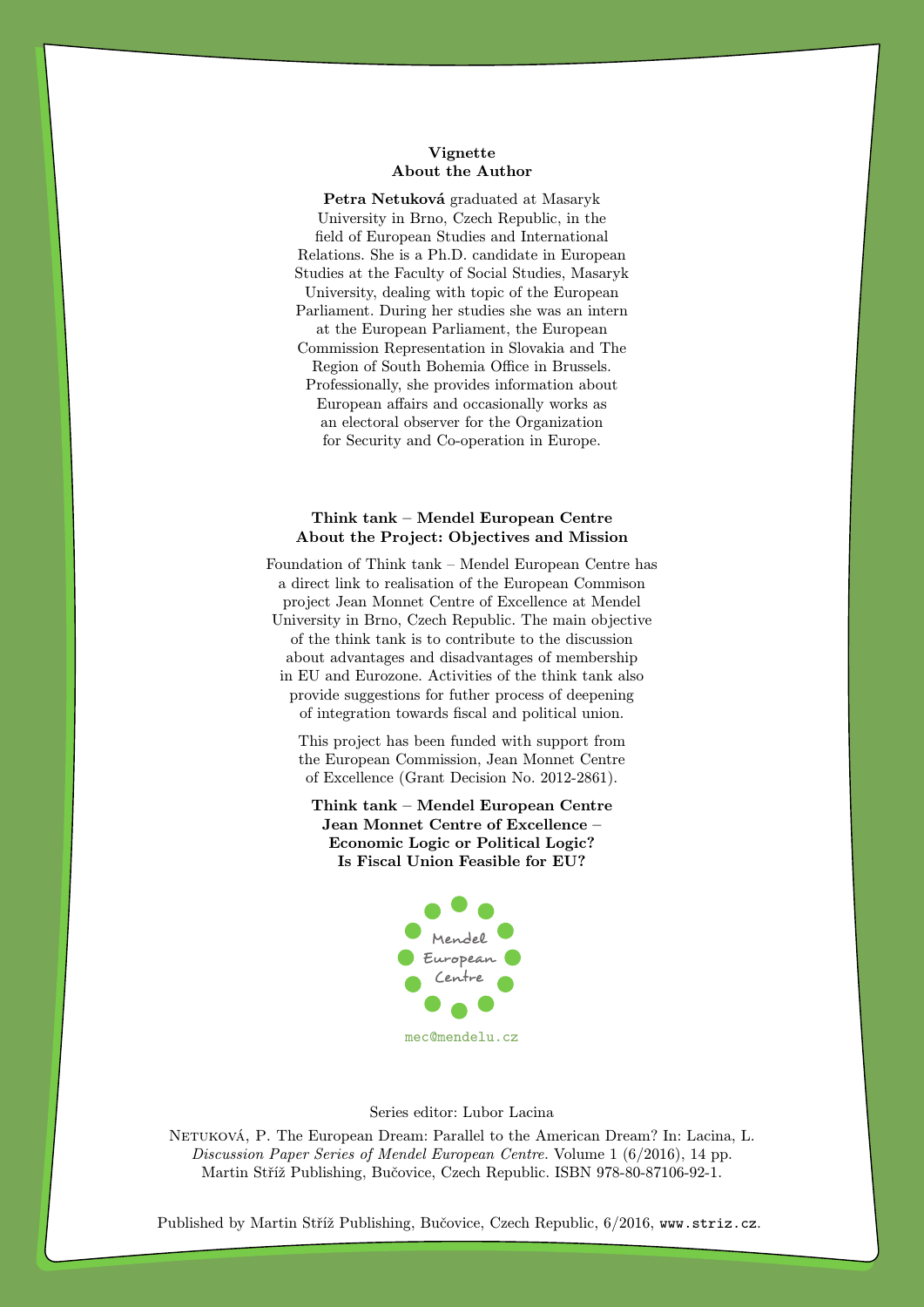**Vignette**
**About the Author**

**Petra Netuková** graduated at Masaryk University in Brno, Czech Republic, in the field of European Studies and International Relations. She is a Ph.D. candidate in European Studies at the Faculty of Social Studies, Masaryk University, dealing with topic of the European Parliament. During her studies she was an intern at the European Parliament, the European Commission Representation in Slovakia and The Region of South Bohemia Office in Brussels. Professionally, she provides information about European affairs and occasionally works as an electoral observer for the Organization for Security and Co-operation in Europe.

**Think tank – Mendel European Centre**
**About the Project: Objectives and Mission**

Foundation of Think tank – Mendel European Centre has a direct link to realisation of the European Commison project Jean Monnet Centre of Excellence at Mendel University in Brno, Czech Republic. The main objective of the think tank is to contribute to the discussion about advantages and disadvantages of membership in EU and Eurozone. Activities of the think tank also provide suggestions for futher process of deepening of integration towards fiscal and political union.

This project has been funded with support from the European Commission, Jean Monnet Centre of Excellence (Grant Decision No. 2012-2861).

**Think tank – Mendel European Centre**
**Jean Monnet Centre of Excellence –**
**Economic Logic or Political Logic?**
**Is Fiscal Union Feasible for EU?**

Mendel European Centre

mec@mendelu.cz

Series editor: Lubor Lacina

NETUKOVÁ, P. The European Dream: Parallel to the American Dream? In: Lacina, L. *Discussion Paper Series of Mendel European Centre.* Volume 1 (6/2016), 14 pp. Martin Stříž Publishing, Bučovice, Czech Republic. ISBN 978-80-87106-92-1.

Published by Martin Stříž Publishing, Bučovice, Czech Republic, 6/2016, www.striz.cz.